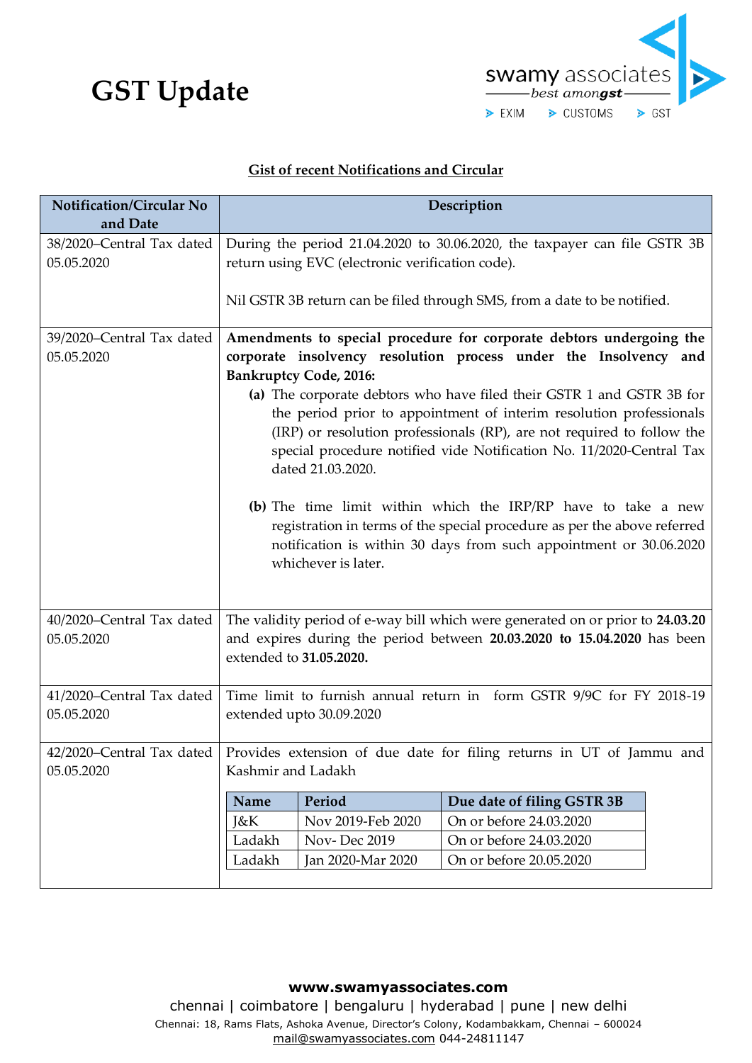# GST Update

swamy associates
best amongst
EXIM | CUSTOMS | GST

## Gist of recent Notifications and Circular

| Notification/Circular No and Date | Description |
|---|---|
| 38/2020–Central Tax dated 05.05.2020 | During the period 21.04.2020 to 30.06.2020, the taxpayer can file GSTR 3B return using EVC (electronic verification code).<br><br>Nil GSTR 3B return can be filed through SMS, from a date to be notified. |
| 39/2020–Central Tax dated 05.05.2020 | **Amendments to special procedure for corporate debtors undergoing the corporate insolvency resolution process under the Insolvency and Bankruptcy Code, 2016:**<br>**(a)** The corporate debtors who have filed their GSTR 1 and GSTR 3B for the period prior to appointment of interim resolution professionals (IRP) or resolution professionals (RP), are not required to follow the special procedure notified vide Notification No. 11/2020-Central Tax dated 21.03.2020.<br><br>**(b)** The time limit within which the IRP/RP have to take a new registration in terms of the special procedure as per the above referred notification is within 30 days from such appointment or 30.06.2020 whichever is later. |
| 40/2020–Central Tax dated 05.05.2020 | The validity period of e-way bill which were generated on or prior to **24.03.20** and expires during the period between **20.03.2020 to 15.04.2020** has been extended to **31.05.2020.** |
| 41/2020–Central Tax dated 05.05.2020 | Time limit to furnish annual return in form GSTR 9/9C for FY 2018-19 extended upto 30.09.2020 |
| 42/2020–Central Tax dated 05.05.2020 | Provides extension of due date for filing returns in UT of Jammu and Kashmir and Ladakh<br><br>**Name** / **Period** / **Due date of filing GSTR 3B**<br>J&K / Nov 2019-Feb 2020 / On or before 24.03.2020<br>Ladakh / Nov- Dec 2019 / On or before 24.03.2020<br>Ladakh / Jan 2020-Mar 2020 / On or before 20.05.2020 |

**www.swamyassociates.com**

chennai | coimbatore | bengaluru | hyderabad | pune | new delhi

Chennai: 18, Rams Flats, Ashoka Avenue, Director's Colony, Kodambakkam, Chennai – 600024

mail@swamyassociates.com 044-24811147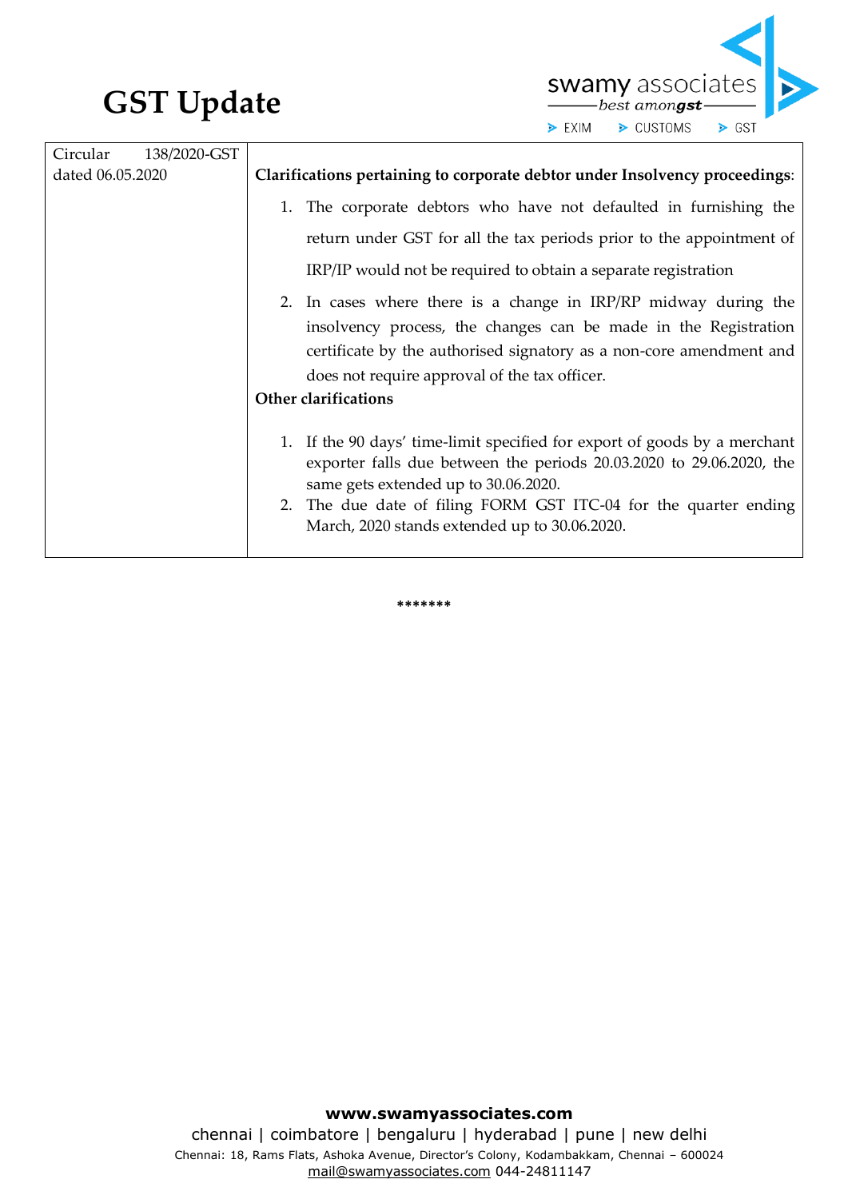# GST Update

| | |
|---|---|
| Circular 138/2020-GST dated 06.05.2020 | **Clarifications pertaining to corporate debtor under Insolvency proceedings**:<br>1. The corporate debtors who have not defaulted in furnishing the return under GST for all the tax periods prior to the appointment of IRP/IP would not be required to obtain a separate registration<br>2. In cases where there is a change in IRP/RP midway during the insolvency process, the changes can be made in the Registration certificate by the authorised signatory as a non-core amendment and does not require approval of the tax officer.<br>**Other clarifications**<br>1. If the 90 days' time-limit specified for export of goods by a merchant exporter falls due between the periods 20.03.2020 to 29.06.2020, the same gets extended up to 30.06.2020.<br>2. The due date of filing FORM GST ITC-04 for the quarter ending March, 2020 stands extended up to 30.06.2020. |

*******

**www.swamyassociates.com**

chennai | coimbatore | bengaluru | hyderabad | pune | new delhi

Chennai: 18, Rams Flats, Ashoka Avenue, Director's Colony, Kodambakkam, Chennai – 600024

mail@swamyassociates.com 044-24811147